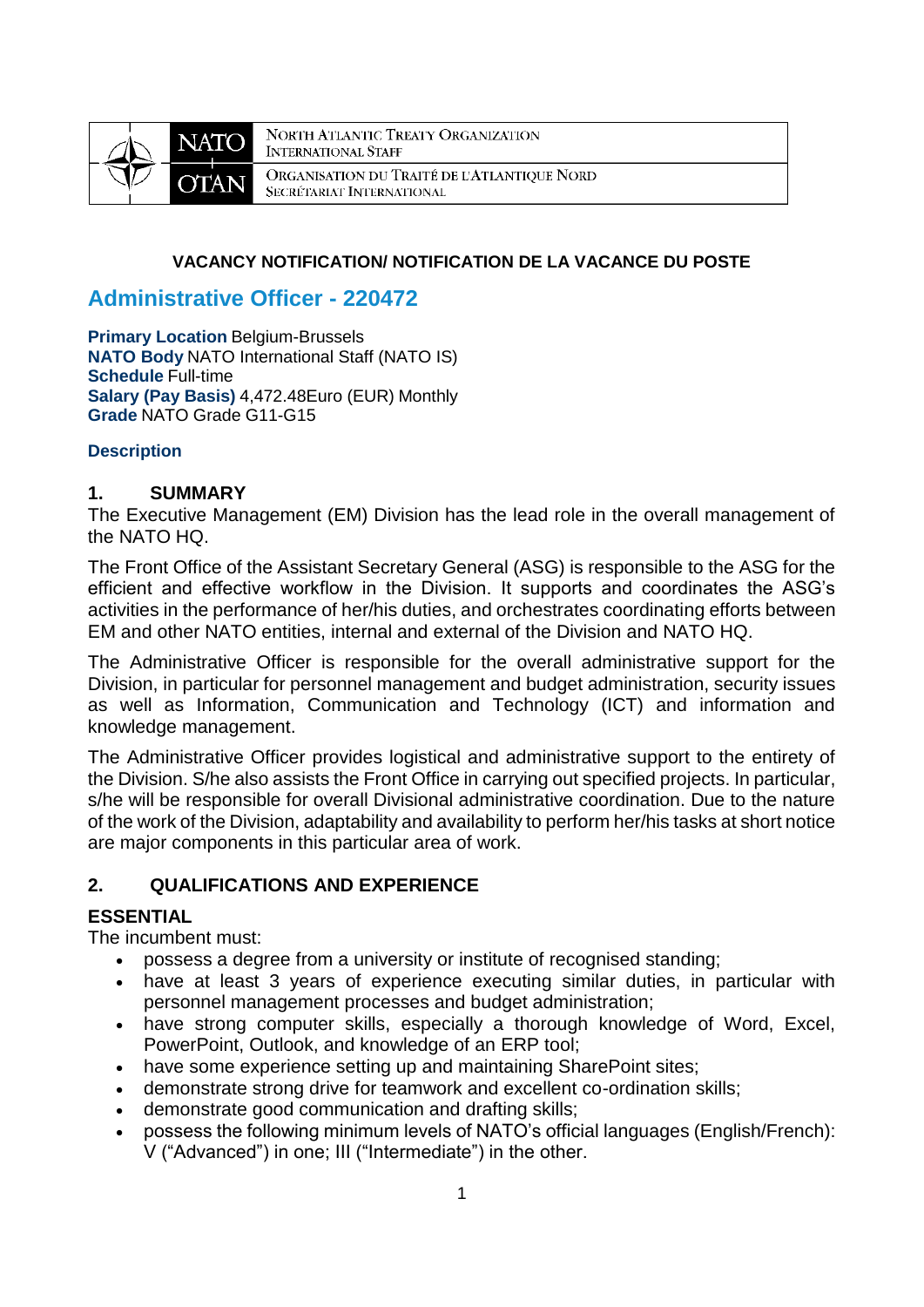| NATO OTAN | NORTH ATLANTIC TREATY ORGANIZATION INTERNATIONAL STAFF |
| --- | --- |
| | ORGANISATION DU TRAITÉ DE L'ATLANTIQUE NORD SECRÉTARIAT INTERNATIONAL |

**VACANCY NOTIFICATION/ NOTIFICATION DE LA VACANCE DU POSTE**

# Administrative Officer - 220472

**Primary Location** Belgium-Brussels
**NATO Body** NATO International Staff (NATO IS)
**Schedule** Full-time
**Salary (Pay Basis)** 4,472.48Euro (EUR) Monthly
**Grade** NATO Grade G11-G15

**Description**

## 1. SUMMARY

The Executive Management (EM) Division has the lead role in the overall management of the NATO HQ.

The Front Office of the Assistant Secretary General (ASG) is responsible to the ASG for the efficient and effective workflow in the Division. It supports and coordinates the ASG's activities in the performance of her/his duties, and orchestrates coordinating efforts between EM and other NATO entities, internal and external of the Division and NATO HQ.

The Administrative Officer is responsible for the overall administrative support for the Division, in particular for personnel management and budget administration, security issues as well as Information, Communication and Technology (ICT) and information and knowledge management.

The Administrative Officer provides logistical and administrative support to the entirety of the Division. S/he also assists the Front Office in carrying out specified projects. In particular, s/he will be responsible for overall Divisional administrative coordination. Due to the nature of the work of the Division, adaptability and availability to perform her/his tasks at short notice are major components in this particular area of work.

## 2. QUALIFICATIONS AND EXPERIENCE

### ESSENTIAL

The incumbent must:

- possess a degree from a university or institute of recognised standing;
- have at least 3 years of experience executing similar duties, in particular with personnel management processes and budget administration;
- have strong computer skills, especially a thorough knowledge of Word, Excel, PowerPoint, Outlook, and knowledge of an ERP tool;
- have some experience setting up and maintaining SharePoint sites;
- demonstrate strong drive for teamwork and excellent co-ordination skills;
- demonstrate good communication and drafting skills;
- possess the following minimum levels of NATO's official languages (English/French): V ("Advanced") in one; III ("Intermediate") in the other.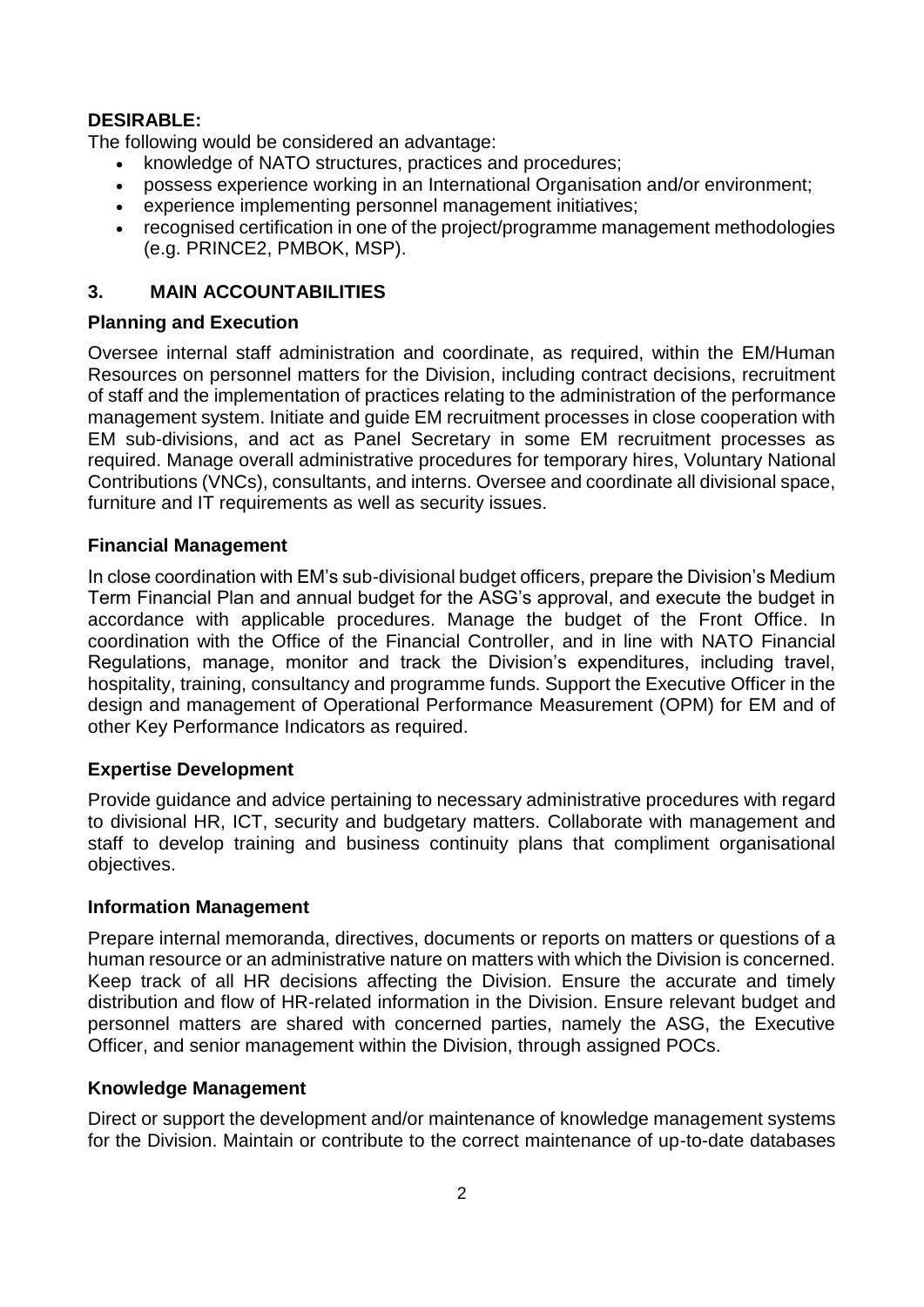**DESIRABLE:**

The following would be considered an advantage:

- knowledge of NATO structures, practices and procedures;
- possess experience working in an International Organisation and/or environment;
- experience implementing personnel management initiatives;
- recognised certification in one of the project/programme management methodologies (e.g. PRINCE2, PMBOK, MSP).

## 3. MAIN ACCOUNTABILITIES

### Planning and Execution

Oversee internal staff administration and coordinate, as required, within the EM/Human Resources on personnel matters for the Division, including contract decisions, recruitment of staff and the implementation of practices relating to the administration of the performance management system. Initiate and guide EM recruitment processes in close cooperation with EM sub-divisions, and act as Panel Secretary in some EM recruitment processes as required. Manage overall administrative procedures for temporary hires, Voluntary National Contributions (VNCs), consultants, and interns. Oversee and coordinate all divisional space, furniture and IT requirements as well as security issues.

### Financial Management

In close coordination with EM's sub-divisional budget officers, prepare the Division's Medium Term Financial Plan and annual budget for the ASG's approval, and execute the budget in accordance with applicable procedures. Manage the budget of the Front Office. In coordination with the Office of the Financial Controller, and in line with NATO Financial Regulations, manage, monitor and track the Division's expenditures, including travel, hospitality, training, consultancy and programme funds. Support the Executive Officer in the design and management of Operational Performance Measurement (OPM) for EM and of other Key Performance Indicators as required.

### Expertise Development

Provide guidance and advice pertaining to necessary administrative procedures with regard to divisional HR, ICT, security and budgetary matters. Collaborate with management and staff to develop training and business continuity plans that compliment organisational objectives.

### Information Management

Prepare internal memoranda, directives, documents or reports on matters or questions of a human resource or an administrative nature on matters with which the Division is concerned. Keep track of all HR decisions affecting the Division. Ensure the accurate and timely distribution and flow of HR-related information in the Division. Ensure relevant budget and personnel matters are shared with concerned parties, namely the ASG, the Executive Officer, and senior management within the Division, through assigned POCs.

### Knowledge Management

Direct or support the development and/or maintenance of knowledge management systems for the Division. Maintain or contribute to the correct maintenance of up-to-date databases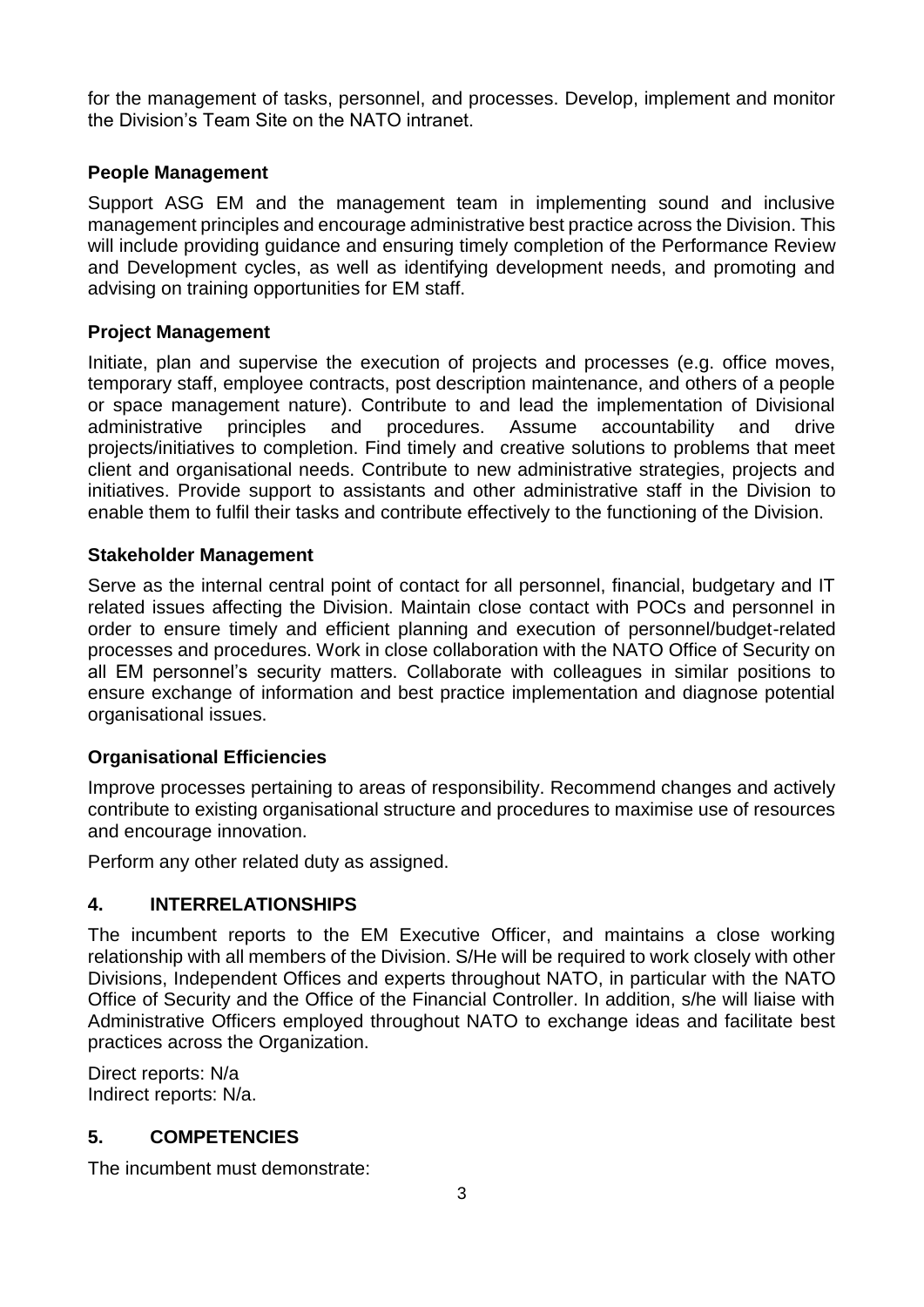for the management of tasks, personnel, and processes. Develop, implement and monitor the Division's Team Site on the NATO intranet.

**People Management**

Support ASG EM and the management team in implementing sound and inclusive management principles and encourage administrative best practice across the Division. This will include providing guidance and ensuring timely completion of the Performance Review and Development cycles, as well as identifying development needs, and promoting and advising on training opportunities for EM staff.

**Project Management**

Initiate, plan and supervise the execution of projects and processes (e.g. office moves, temporary staff, employee contracts, post description maintenance, and others of a people or space management nature). Contribute to and lead the implementation of Divisional administrative principles and procedures. Assume accountability and drive projects/initiatives to completion. Find timely and creative solutions to problems that meet client and organisational needs. Contribute to new administrative strategies, projects and initiatives. Provide support to assistants and other administrative staff in the Division to enable them to fulfil their tasks and contribute effectively to the functioning of the Division.

**Stakeholder Management**

Serve as the internal central point of contact for all personnel, financial, budgetary and IT related issues affecting the Division. Maintain close contact with POCs and personnel in order to ensure timely and efficient planning and execution of personnel/budget-related processes and procedures. Work in close collaboration with the NATO Office of Security on all EM personnel's security matters. Collaborate with colleagues in similar positions to ensure exchange of information and best practice implementation and diagnose potential organisational issues.

**Organisational Efficiencies**

Improve processes pertaining to areas of responsibility. Recommend changes and actively contribute to existing organisational structure and procedures to maximise use of resources and encourage innovation.

Perform any other related duty as assigned.

## 4. INTERRELATIONSHIPS

The incumbent reports to the EM Executive Officer, and maintains a close working relationship with all members of the Division. S/He will be required to work closely with other Divisions, Independent Offices and experts throughout NATO, in particular with the NATO Office of Security and the Office of the Financial Controller. In addition, s/he will liaise with Administrative Officers employed throughout NATO to exchange ideas and facilitate best practices across the Organization.

Direct reports: N/a
Indirect reports: N/a.

## 5. COMPETENCIES

The incumbent must demonstrate: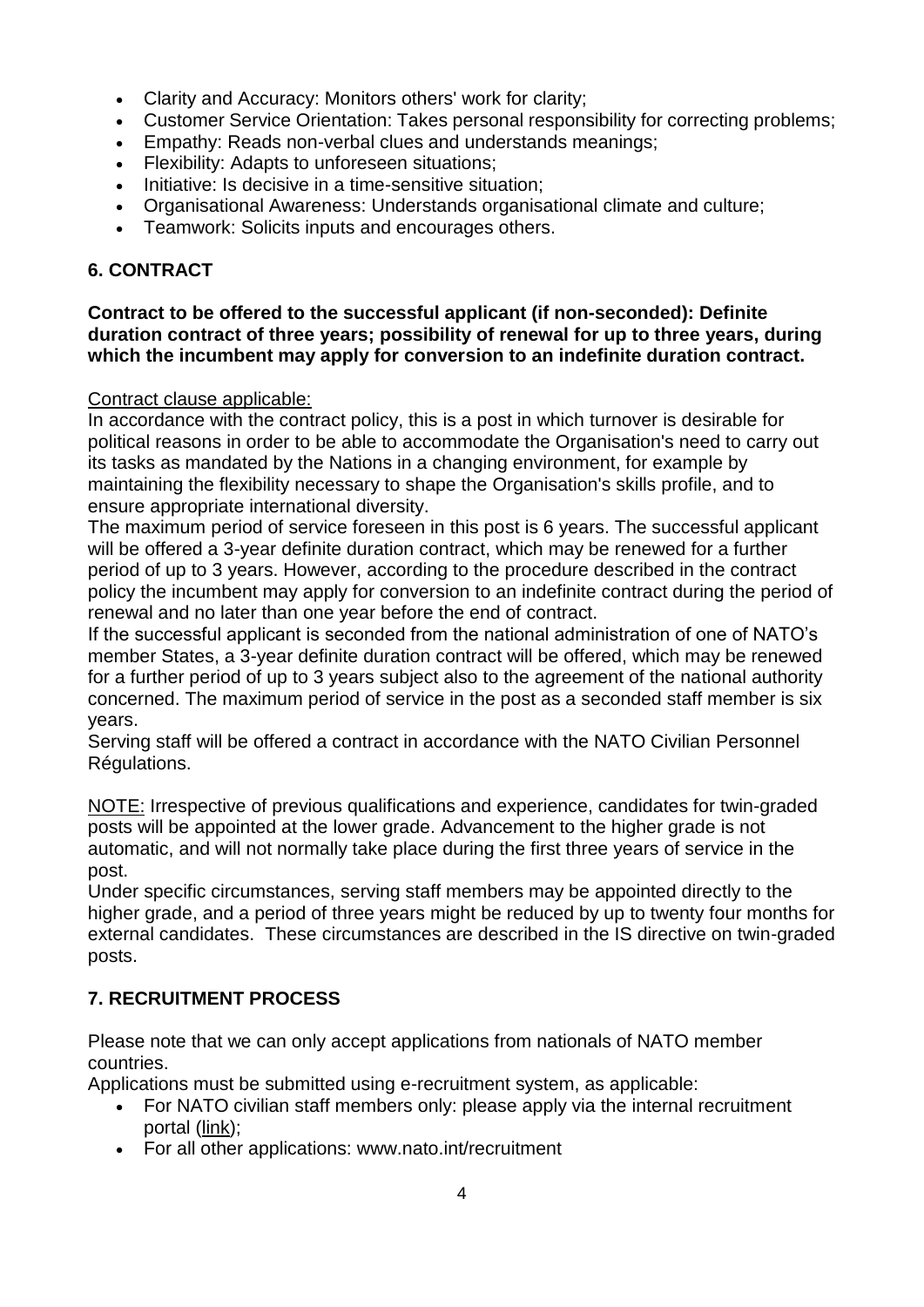- Clarity and Accuracy: Monitors others' work for clarity;
- Customer Service Orientation: Takes personal responsibility for correcting problems;
- Empathy: Reads non-verbal clues and understands meanings;
- Flexibility: Adapts to unforeseen situations;
- Initiative: Is decisive in a time-sensitive situation;
- Organisational Awareness: Understands organisational climate and culture;
- Teamwork: Solicits inputs and encourages others.

## 6. CONTRACT

**Contract to be offered to the successful applicant (if non-seconded): Definite duration contract of three years; possibility of renewal for up to three years, during which the incumbent may apply for conversion to an indefinite duration contract.**

Contract clause applicable:

In accordance with the contract policy, this is a post in which turnover is desirable for political reasons in order to be able to accommodate the Organisation's need to carry out its tasks as mandated by the Nations in a changing environment, for example by maintaining the flexibility necessary to shape the Organisation's skills profile, and to ensure appropriate international diversity.

The maximum period of service foreseen in this post is 6 years. The successful applicant will be offered a 3-year definite duration contract, which may be renewed for a further period of up to 3 years. However, according to the procedure described in the contract policy the incumbent may apply for conversion to an indefinite contract during the period of renewal and no later than one year before the end of contract.

If the successful applicant is seconded from the national administration of one of NATO's member States, a 3-year definite duration contract will be offered, which may be renewed for a further period of up to 3 years subject also to the agreement of the national authority concerned. The maximum period of service in the post as a seconded staff member is six years.

Serving staff will be offered a contract in accordance with the NATO Civilian Personnel Régulations.

NOTE: Irrespective of previous qualifications and experience, candidates for twin-graded posts will be appointed at the lower grade. Advancement to the higher grade is not automatic, and will not normally take place during the first three years of service in the post.

Under specific circumstances, serving staff members may be appointed directly to the higher grade, and a period of three years might be reduced by up to twenty four months for external candidates. These circumstances are described in the IS directive on twin-graded posts.

## 7. RECRUITMENT PROCESS

Please note that we can only accept applications from nationals of NATO member countries.

Applications must be submitted using e-recruitment system, as applicable:

- For NATO civilian staff members only: please apply via the internal recruitment portal (link);
- For all other applications: www.nato.int/recruitment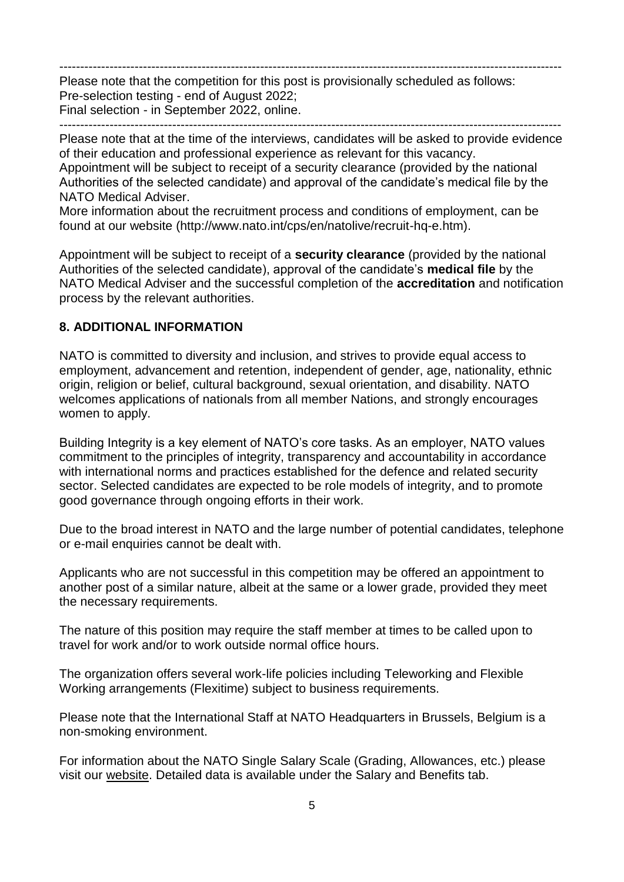---

Please note that the competition for this post is provisionally scheduled as follows:
Pre-selection testing - end of August 2022;
Final selection - in September 2022, online.

---

Please note that at the time of the interviews, candidates will be asked to provide evidence of their education and professional experience as relevant for this vacancy.
Appointment will be subject to receipt of a security clearance (provided by the national Authorities of the selected candidate) and approval of the candidate's medical file by the NATO Medical Adviser.
More information about the recruitment process and conditions of employment, can be found at our website (http://www.nato.int/cps/en/natolive/recruit-hq-e.htm).

Appointment will be subject to receipt of a **security clearance** (provided by the national Authorities of the selected candidate), approval of the candidate's **medical file** by the NATO Medical Adviser and the successful completion of the **accreditation** and notification process by the relevant authorities.

## 8. ADDITIONAL INFORMATION

NATO is committed to diversity and inclusion, and strives to provide equal access to employment, advancement and retention, independent of gender, age, nationality, ethnic origin, religion or belief, cultural background, sexual orientation, and disability. NATO welcomes applications of nationals from all member Nations, and strongly encourages women to apply.

Building Integrity is a key element of NATO's core tasks. As an employer, NATO values commitment to the principles of integrity, transparency and accountability in accordance with international norms and practices established for the defence and related security sector. Selected candidates are expected to be role models of integrity, and to promote good governance through ongoing efforts in their work.

Due to the broad interest in NATO and the large number of potential candidates, telephone or e-mail enquiries cannot be dealt with.

Applicants who are not successful in this competition may be offered an appointment to another post of a similar nature, albeit at the same or a lower grade, provided they meet the necessary requirements.

The nature of this position may require the staff member at times to be called upon to travel for work and/or to work outside normal office hours.

The organization offers several work-life policies including Teleworking and Flexible Working arrangements (Flexitime) subject to business requirements.

Please note that the International Staff at NATO Headquarters in Brussels, Belgium is a non-smoking environment.

For information about the NATO Single Salary Scale (Grading, Allowances, etc.) please visit our website. Detailed data is available under the Salary and Benefits tab.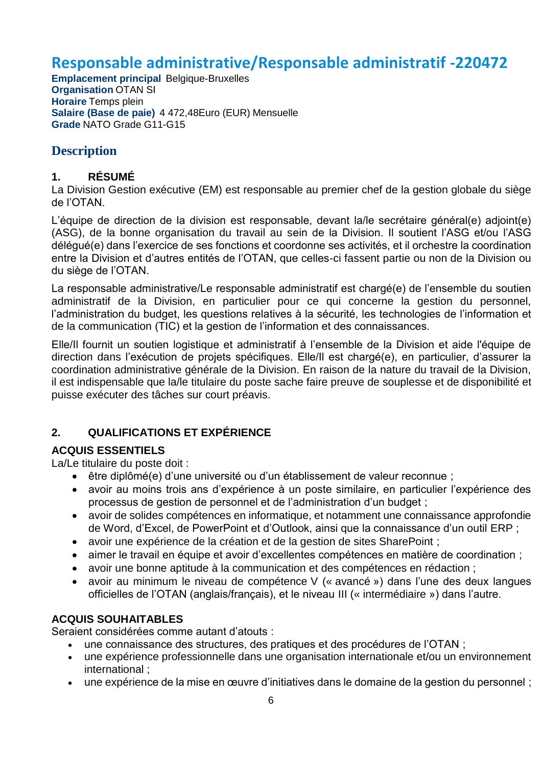# Responsable administrative/Responsable administratif -220472

**Emplacement principal** Belgique-Bruxelles
**Organisation** OTAN SI
**Horaire** Temps plein
**Salaire (Base de paie)** 4 472,48Euro (EUR) Mensuelle
**Grade** NATO Grade G11-G15

## Description

### 1. RÉSUMÉ

La Division Gestion exécutive (EM) est responsable au premier chef de la gestion globale du siège de l'OTAN.

L'équipe de direction de la division est responsable, devant la/le secrétaire général(e) adjoint(e) (ASG), de la bonne organisation du travail au sein de la Division. Il soutient l'ASG et/ou l'ASG délégué(e) dans l'exercice de ses fonctions et coordonne ses activités, et il orchestre la coordination entre la Division et d'autres entités de l'OTAN, que celles-ci fassent partie ou non de la Division ou du siège de l'OTAN.

La responsable administrative/Le responsable administratif est chargé(e) de l'ensemble du soutien administratif de la Division, en particulier pour ce qui concerne la gestion du personnel, l'administration du budget, les questions relatives à la sécurité, les technologies de l'information et de la communication (TIC) et la gestion de l'information et des connaissances.

Elle/Il fournit un soutien logistique et administratif à l'ensemble de la Division et aide l'équipe de direction dans l'exécution de projets spécifiques. Elle/Il est chargé(e), en particulier, d'assurer la coordination administrative générale de la Division. En raison de la nature du travail de la Division, il est indispensable que la/le titulaire du poste sache faire preuve de souplesse et de disponibilité et puisse exécuter des tâches sur court préavis.

### 2. QUALIFICATIONS ET EXPÉRIENCE

**ACQUIS ESSENTIELS**

La/Le titulaire du poste doit :

- être diplômé(e) d'une université ou d'un établissement de valeur reconnue ;
- avoir au moins trois ans d'expérience à un poste similaire, en particulier l'expérience des processus de gestion de personnel et de l'administration d'un budget ;
- avoir de solides compétences en informatique, et notamment une connaissance approfondie de Word, d'Excel, de PowerPoint et d'Outlook, ainsi que la connaissance d'un outil ERP ;
- avoir une expérience de la création et de la gestion de sites SharePoint ;
- aimer le travail en équipe et avoir d'excellentes compétences en matière de coordination ;
- avoir une bonne aptitude à la communication et des compétences en rédaction ;
- avoir au minimum le niveau de compétence V (« avancé ») dans l'une des deux langues officielles de l'OTAN (anglais/français), et le niveau III (« intermédiaire ») dans l'autre.

**ACQUIS SOUHAITABLES**

Seraient considérées comme autant d'atouts :

- une connaissance des structures, des pratiques et des procédures de l'OTAN ;
- une expérience professionnelle dans une organisation internationale et/ou un environnement international ;
- une expérience de la mise en œuvre d'initiatives dans le domaine de la gestion du personnel ;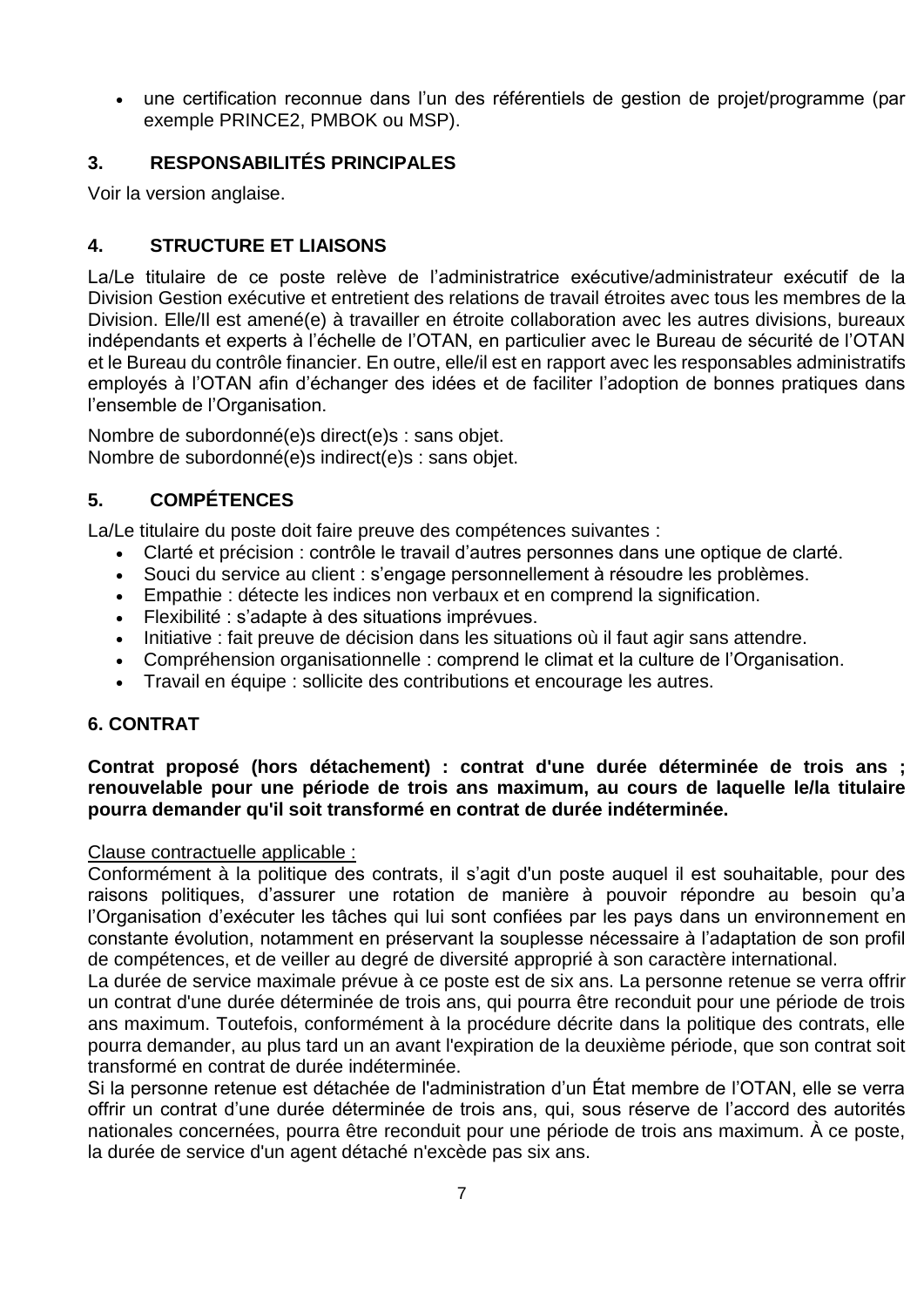- une certification reconnue dans l'un des référentiels de gestion de projet/programme (par exemple PRINCE2, PMBOK ou MSP).

## 3. RESPONSABILITÉS PRINCIPALES

Voir la version anglaise.

## 4. STRUCTURE ET LIAISONS

La/Le titulaire de ce poste relève de l'administratrice exécutive/administrateur exécutif de la Division Gestion exécutive et entretient des relations de travail étroites avec tous les membres de la Division. Elle/Il est amené(e) à travailler en étroite collaboration avec les autres divisions, bureaux indépendants et experts à l'échelle de l'OTAN, en particulier avec le Bureau de sécurité de l'OTAN et le Bureau du contrôle financier. En outre, elle/il est en rapport avec les responsables administratifs employés à l'OTAN afin d'échanger des idées et de faciliter l'adoption de bonnes pratiques dans l'ensemble de l'Organisation.

Nombre de subordonné(e)s direct(e)s : sans objet.
Nombre de subordonné(e)s indirect(e)s : sans objet.

## 5. COMPÉTENCES

La/Le titulaire du poste doit faire preuve des compétences suivantes :

- Clarté et précision : contrôle le travail d'autres personnes dans une optique de clarté.
- Souci du service au client : s'engage personnellement à résoudre les problèmes.
- Empathie : détecte les indices non verbaux et en comprend la signification.
- Flexibilité : s'adapte à des situations imprévues.
- Initiative : fait preuve de décision dans les situations où il faut agir sans attendre.
- Compréhension organisationnelle : comprend le climat et la culture de l'Organisation.
- Travail en équipe : sollicite des contributions et encourage les autres.

## 6. CONTRAT

**Contrat proposé (hors détachement) : contrat d'une durée déterminée de trois ans ; renouvelable pour une période de trois ans maximum, au cours de laquelle le/la titulaire pourra demander qu'il soit transformé en contrat de durée indéterminée.**

Clause contractuelle applicable :
Conformément à la politique des contrats, il s'agit d'un poste auquel il est souhaitable, pour des raisons politiques, d'assurer une rotation de manière à pouvoir répondre au besoin qu'a l'Organisation d'exécuter les tâches qui lui sont confiées par les pays dans un environnement en constante évolution, notamment en préservant la souplesse nécessaire à l'adaptation de son profil de compétences, et de veiller au degré de diversité approprié à son caractère international.
La durée de service maximale prévue à ce poste est de six ans. La personne retenue se verra offrir un contrat d'une durée déterminée de trois ans, qui pourra être reconduit pour une période de trois ans maximum. Toutefois, conformément à la procédure décrite dans la politique des contrats, elle pourra demander, au plus tard un an avant l'expiration de la deuxième période, que son contrat soit transformé en contrat de durée indéterminée.
Si la personne retenue est détachée de l'administration d'un État membre de l'OTAN, elle se verra offrir un contrat d'une durée déterminée de trois ans, qui, sous réserve de l'accord des autorités nationales concernées, pourra être reconduit pour une période de trois ans maximum. À ce poste, la durée de service d'un agent détaché n'excède pas six ans.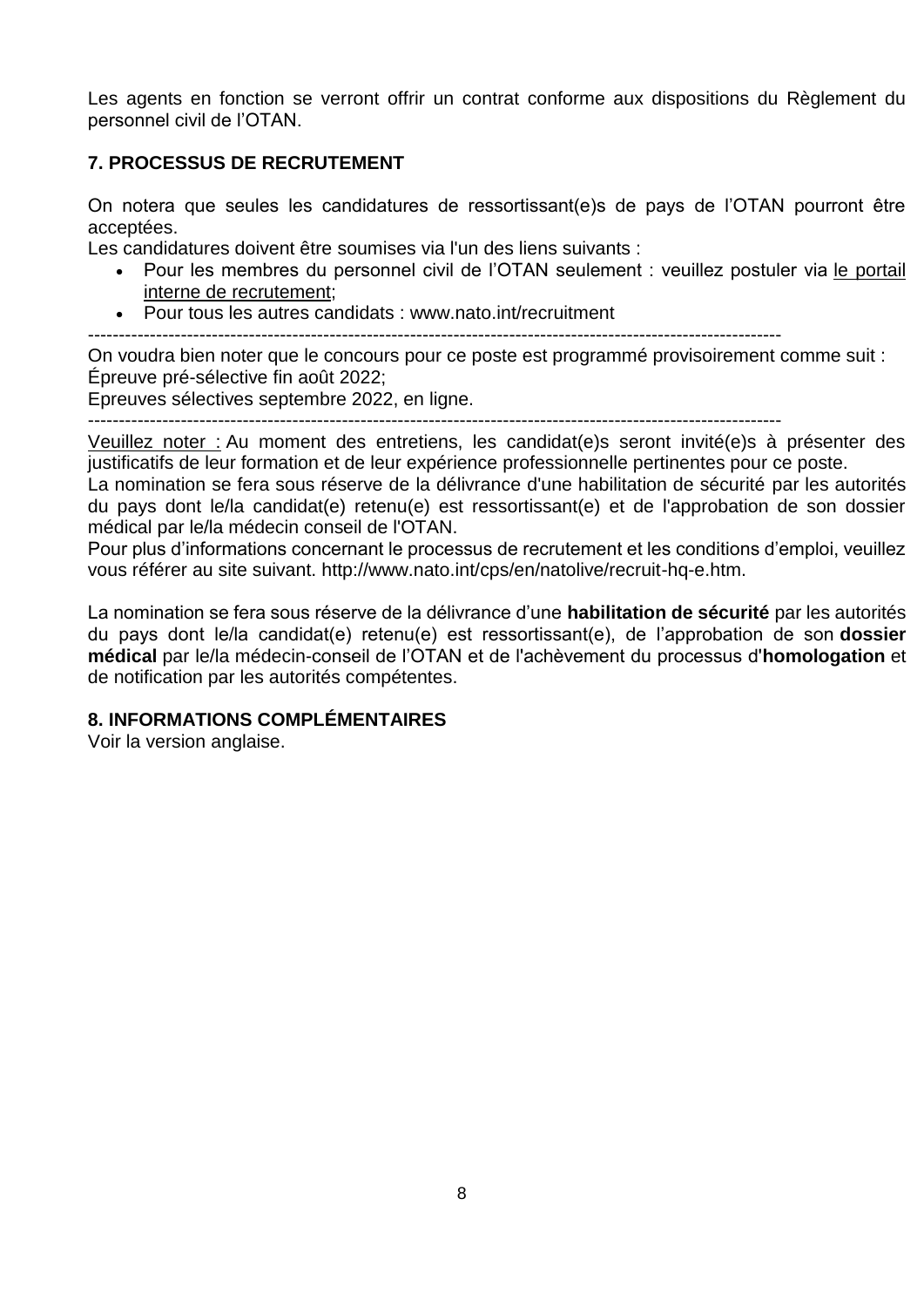Les agents en fonction se verront offrir un contrat conforme aux dispositions du Règlement du personnel civil de l'OTAN.

## 7. PROCESSUS DE RECRUTEMENT

On notera que seules les candidatures de ressortissant(e)s de pays de l'OTAN pourront être acceptées.

Les candidatures doivent être soumises via l'un des liens suivants :

- Pour les membres du personnel civil de l'OTAN seulement : veuillez postuler via le portail interne de recrutement;
- Pour tous les autres candidats : www.nato.int/recruitment

---

On voudra bien noter que le concours pour ce poste est programmé provisoirement comme suit :
Épreuve pré-sélective fin août 2022;
Epreuves sélectives septembre 2022, en ligne.

---

Veuillez noter : Au moment des entretiens, les candidat(e)s seront invité(e)s à présenter des justificatifs de leur formation et de leur expérience professionnelle pertinentes pour ce poste.

La nomination se fera sous réserve de la délivrance d'une habilitation de sécurité par les autorités du pays dont le/la candidat(e) retenu(e) est ressortissant(e) et de l'approbation de son dossier médical par le/la médecin conseil de l'OTAN.

Pour plus d'informations concernant le processus de recrutement et les conditions d'emploi, veuillez vous référer au site suivant. http://www.nato.int/cps/en/natolive/recruit-hq-e.htm.

La nomination se fera sous réserve de la délivrance d'une **habilitation de sécurité** par les autorités du pays dont le/la candidat(e) retenu(e) est ressortissant(e), de l'approbation de son **dossier médical** par le/la médecin-conseil de l'OTAN et de l'achèvement du processus d'**homologation** et de notification par les autorités compétentes.

## 8. INFORMATIONS COMPLÉMENTAIRES

Voir la version anglaise.